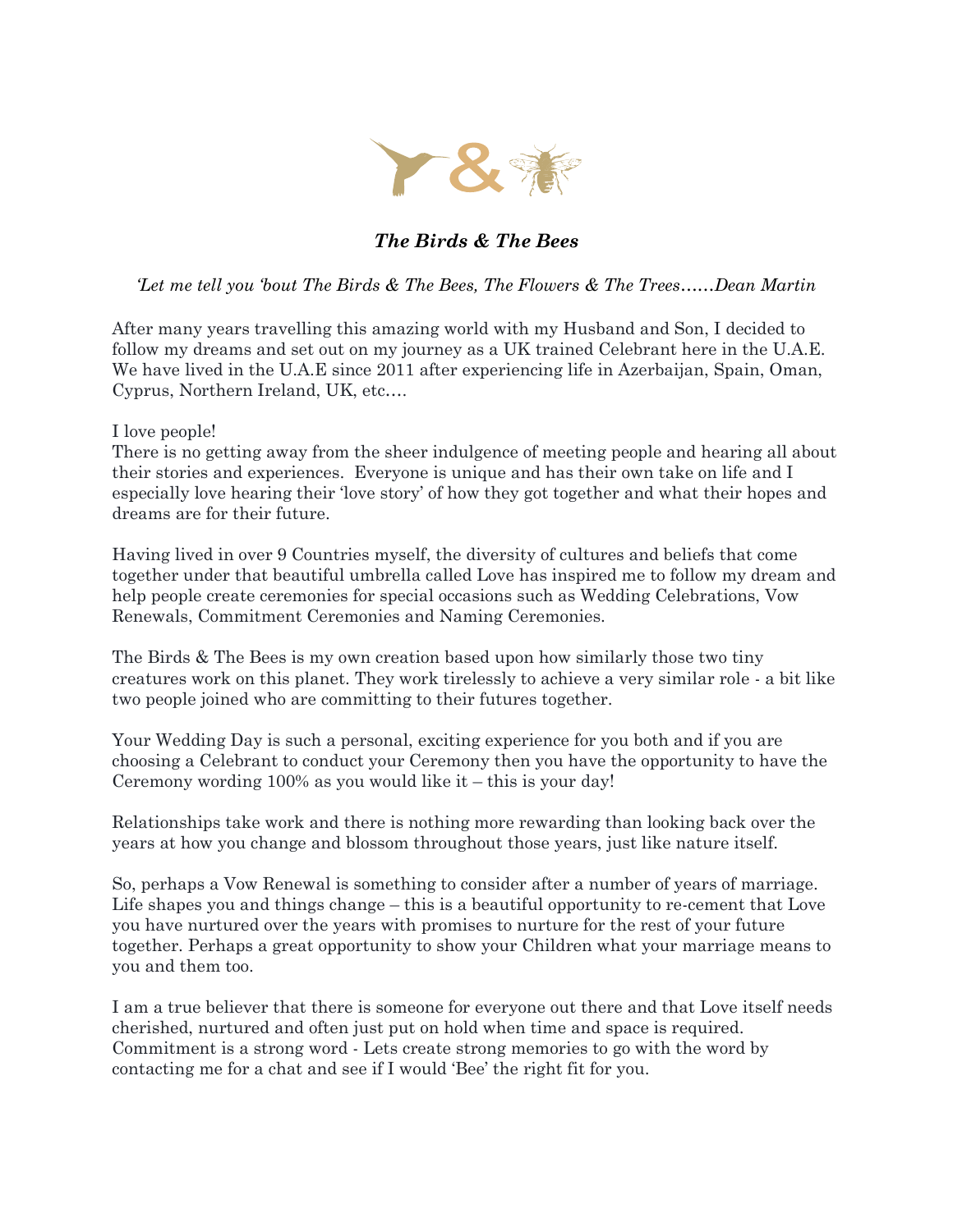# *The Birds & The Bees*

*'Let me tell you 'bout The Birds & The Bees, The Flowers & The Trees……Dean Martin*

After many years travelling this amazing world with my Husband and Son, I decided to follow my dreams and set out on my journey as a UK trained Celebrant here in the U.A.E. We have lived in the U.A.E since 2011 after experiencing life in Azerbaijan, Spain, Oman, Cyprus, Northern Ireland, UK, etc.…

I love people!
There is no getting away from the sheer indulgence of meeting people and hearing all about their stories and experiences. Everyone is unique and has their own take on life and I especially love hearing their 'love story' of how they got together and what their hopes and dreams are for their future.

Having lived in over 9 Countries myself, the diversity of cultures and beliefs that come together under that beautiful umbrella called Love has inspired me to follow my dream and help people create ceremonies for special occasions such as Wedding Celebrations, Vow Renewals, Commitment Ceremonies and Naming Ceremonies.

The Birds & The Bees is my own creation based upon how similarly those two tiny creatures work on this planet. They work tirelessly to achieve a very similar role - a bit like two people joined who are committing to their futures together.

Your Wedding Day is such a personal, exciting experience for you both and if you are choosing a Celebrant to conduct your Ceremony then you have the opportunity to have the Ceremony wording 100% as you would like it – this is your day!

Relationships take work and there is nothing more rewarding than looking back over the years at how you change and blossom throughout those years, just like nature itself.

So, perhaps a Vow Renewal is something to consider after a number of years of marriage. Life shapes you and things change – this is a beautiful opportunity to re-cement that Love you have nurtured over the years with promises to nurture for the rest of your future together. Perhaps a great opportunity to show your Children what your marriage means to you and them too.

I am a true believer that there is someone for everyone out there and that Love itself needs cherished, nurtured and often just put on hold when time and space is required. Commitment is a strong word - Lets create strong memories to go with the word by contacting me for a chat and see if I would 'Bee' the right fit for you.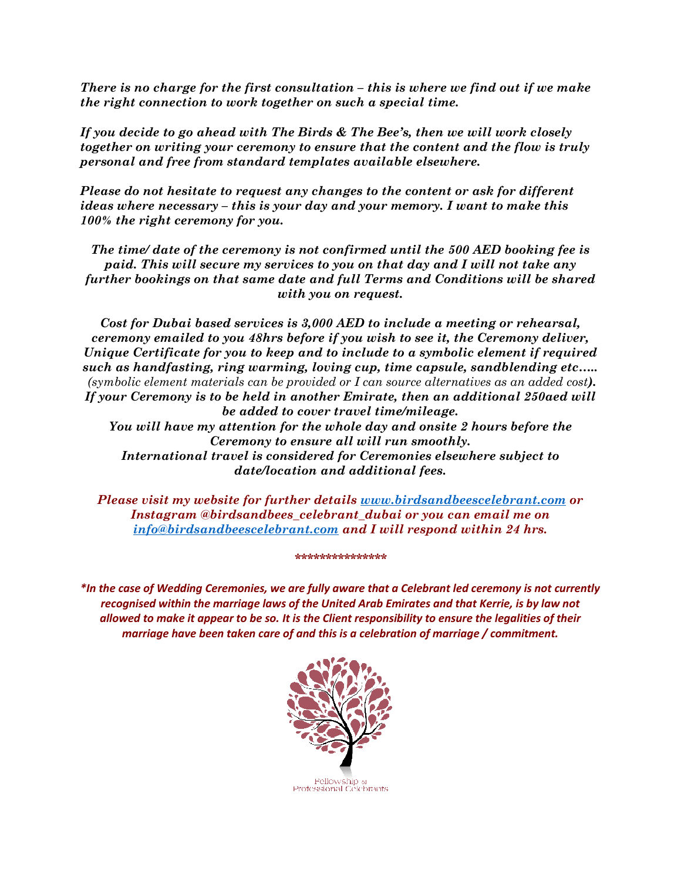***There is no charge for the first consultation – this is where we find out if we make the right connection to work together on such a special time.***

***If you decide to go ahead with The Birds & The Bee's, then we will work closely together on writing your ceremony to ensure that the content and the flow is truly personal and free from standard templates available elsewhere.***

***Please do not hesitate to request any changes to the content or ask for different ideas where necessary – this is your day and your memory. I want to make this 100% the right ceremony for you.***

***The time/ date of the ceremony is not confirmed until the 500 AED booking fee is paid. This will secure my services to you on that day and I will not take any further bookings on that same date and full Terms and Conditions will be shared with you on request.***

***Cost for Dubai based services is 3,000 AED to include a meeting or rehearsal, ceremony emailed to you 48hrs before if you wish to see it, the Ceremony deliver, Unique Certificate for you to keep and to include to a symbolic element if required such as handfasting, ring warming, loving cup, time capsule, sandblending etc…..*** *(symbolic element materials can be provided or I can source alternatives as an added cost)****.***
***If your Ceremony is to be held in another Emirate, then an additional 250aed will be added to cover travel time/mileage.***
***You will have my attention for the whole day and onsite 2 hours before the Ceremony to ensure all will run smoothly.***
***International travel is considered for Ceremonies elsewhere subject to date/location and additional fees.***

***Please visit my website for further details www.birdsandbeescelebrant.com or Instagram @birdsandbees_celebrant_dubai or you can email me on info@birdsandbeescelebrant.com and I will respond within 24 hrs.***

***************

***In the case of Wedding Ceremonies, we are fully aware that a Celebrant led ceremony is not currently recognised within the marriage laws of the United Arab Emirates and that Kerrie, is by law not allowed to make it appear to be so. It is the Client responsibility to ensure the legalities of their marriage have been taken care of and this is a celebration of marriage / commitment.***

Fellowship of Professional Celebrants